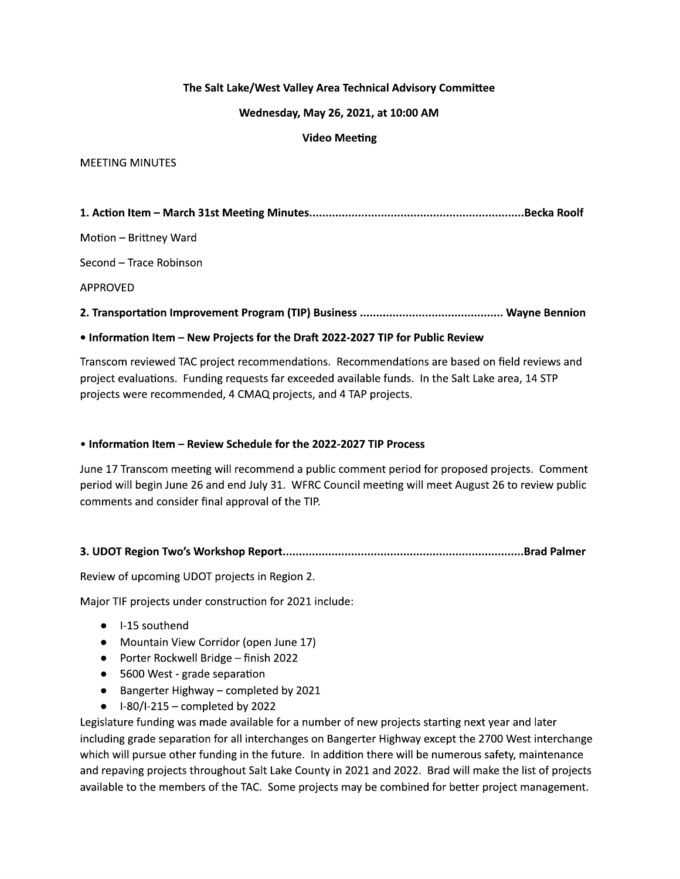**The Salt Lake/West Valley Area Technical Advisory Committee**

**Wednesday, May 26, 2021, at 10:00 AM**

**Video Meeting**

MEETING MINUTES

**1. Action Item – March 31st Meeting Minutes................................................................Becka Roolf**

Motion – Brittney Ward

Second – Trace Robinson

APPROVED

**2. Transportation Improvement Program (TIP) Business ........................................... Wayne Bennion**

**• Information Item – New Projects for the Draft 2022-2027 TIP for Public Review**

Transcom reviewed TAC project recommendations. Recommendations are based on field reviews and project evaluations. Funding requests far exceeded available funds. In the Salt Lake area, 14 STP projects were recommended, 4 CMAQ projects, and 4 TAP projects.

**• Information Item – Review Schedule for the 2022-2027 TIP Process**

June 17 Transcom meeting will recommend a public comment period for proposed projects. Comment period will begin June 26 and end July 31. WFRC Council meeting will meet August 26 to review public comments and consider final approval of the TIP.

**3. UDOT Region Two's Workshop Report.........................................................................Brad Palmer**

Review of upcoming UDOT projects in Region 2.

Major TIF projects under construction for 2021 include:

- I-15 southend
- Mountain View Corridor (open June 17)
- Porter Rockwell Bridge – finish 2022
- 5600 West - grade separation
- Bangerter Highway – completed by 2021
- I-80/I-215 – completed by 2022

Legislature funding was made available for a number of new projects starting next year and later including grade separation for all interchanges on Bangerter Highway except the 2700 West interchange which will pursue other funding in the future. In addition there will be numerous safety, maintenance and repaving projects throughout Salt Lake County in 2021 and 2022. Brad will make the list of projects available to the members of the TAC. Some projects may be combined for better project management.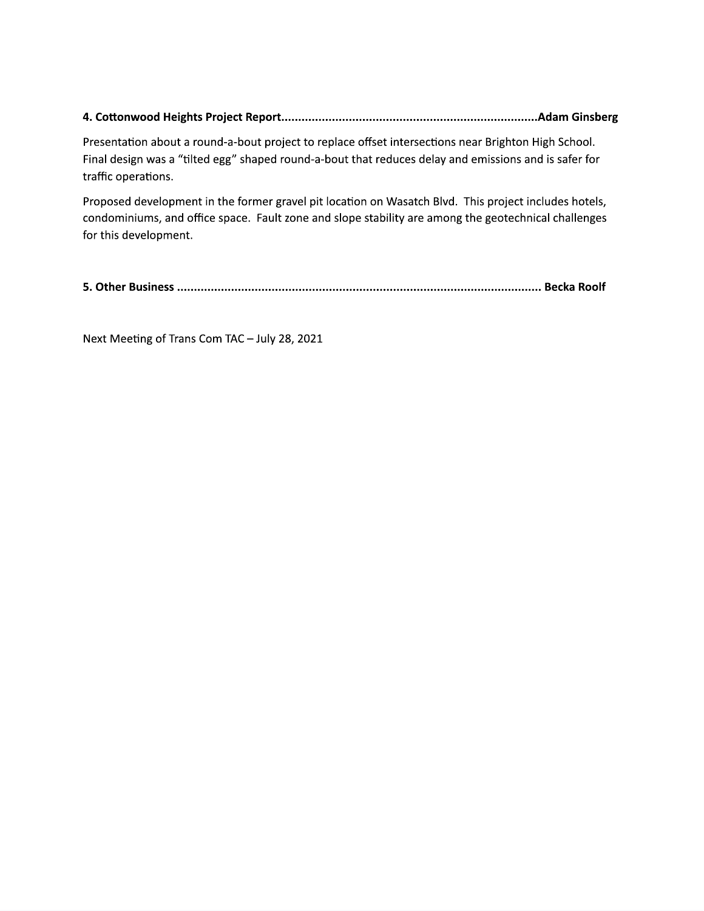**4. Cottonwood Heights Project Report............................................................................Adam Ginsberg**

Presentation about a round-a-bout project to replace offset intersections near Brighton High School. Final design was a "tilted egg" shaped round-a-bout that reduces delay and emissions and is safer for traffic operations.

Proposed development in the former gravel pit location on Wasatch Blvd. This project includes hotels, condominiums, and office space. Fault zone and slope stability are among the geotechnical challenges for this development.

**5. Other Business ........................................................................................................... Becka Roolf**

Next Meeting of Trans Com TAC – July 28, 2021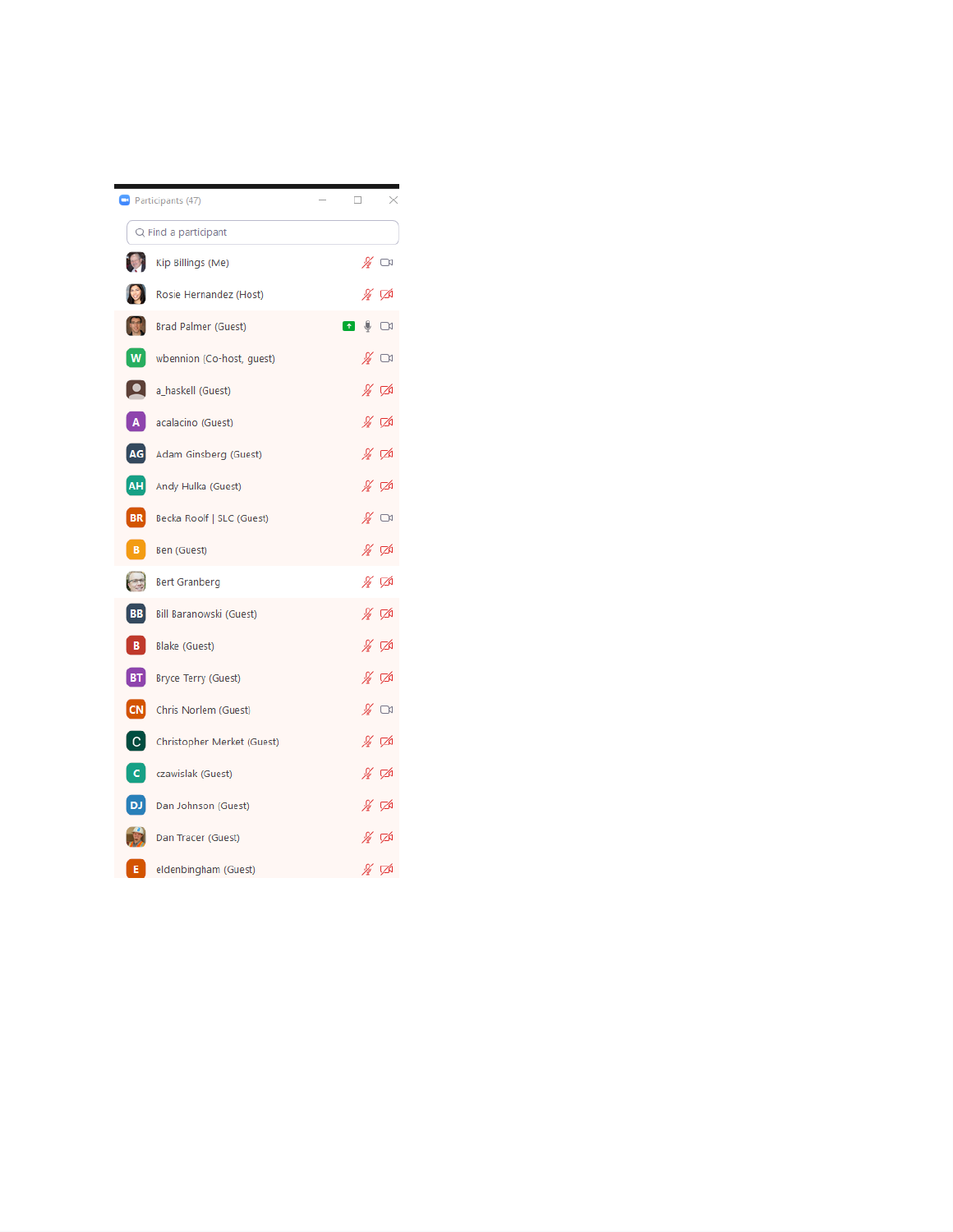Participants (47)

Find a participant

- Kip Billings (Me)
- Rosie Hernandez (Host)
- Brad Palmer (Guest)
- wbennion (Co-host, guest)
- a_haskell (Guest)
- acalacino (Guest)
- Adam Ginsberg (Guest)
- Andy Hulka (Guest)
- Becka Roolf | SLC (Guest)
- Ben (Guest)
- Bert Granberg
- Bill Baranowski (Guest)
- Blake (Guest)
- Bryce Terry (Guest)
- Chris Norlem (Guest)
- Christopher Merket (Guest)
- czawislak (Guest)
- Dan Johnson (Guest)
- Dan Tracer (Guest)
- eldenbingham (Guest)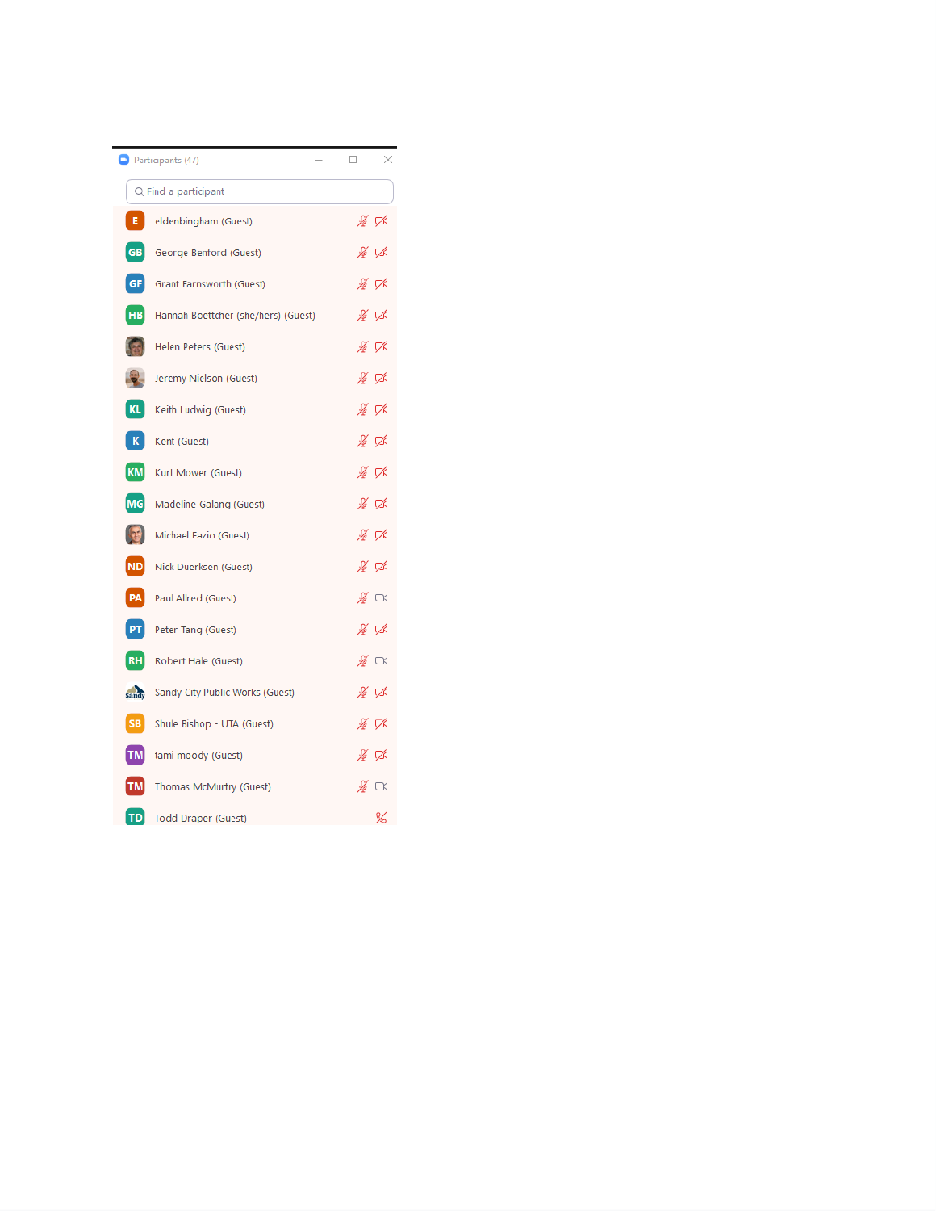Participants (47)

Find a participant

- eldenbingham (Guest)
- George Benford (Guest)
- Grant Farnsworth (Guest)
- Hannah Boettcher (she/hers) (Guest)
- Helen Peters (Guest)
- Jeremy Nielson (Guest)
- Keith Ludwig (Guest)
- Kent (Guest)
- Kurt Mower (Guest)
- Madeline Galang (Guest)
- Michael Fazio (Guest)
- Nick Duerksen (Guest)
- Paul Allred (Guest)
- Peter Tang (Guest)
- Robert Hale (Guest)
- Sandy City Public Works (Guest)
- Shule Bishop - UTA (Guest)
- tami moody (Guest)
- Thomas McMurtry (Guest)
- Todd Draper (Guest)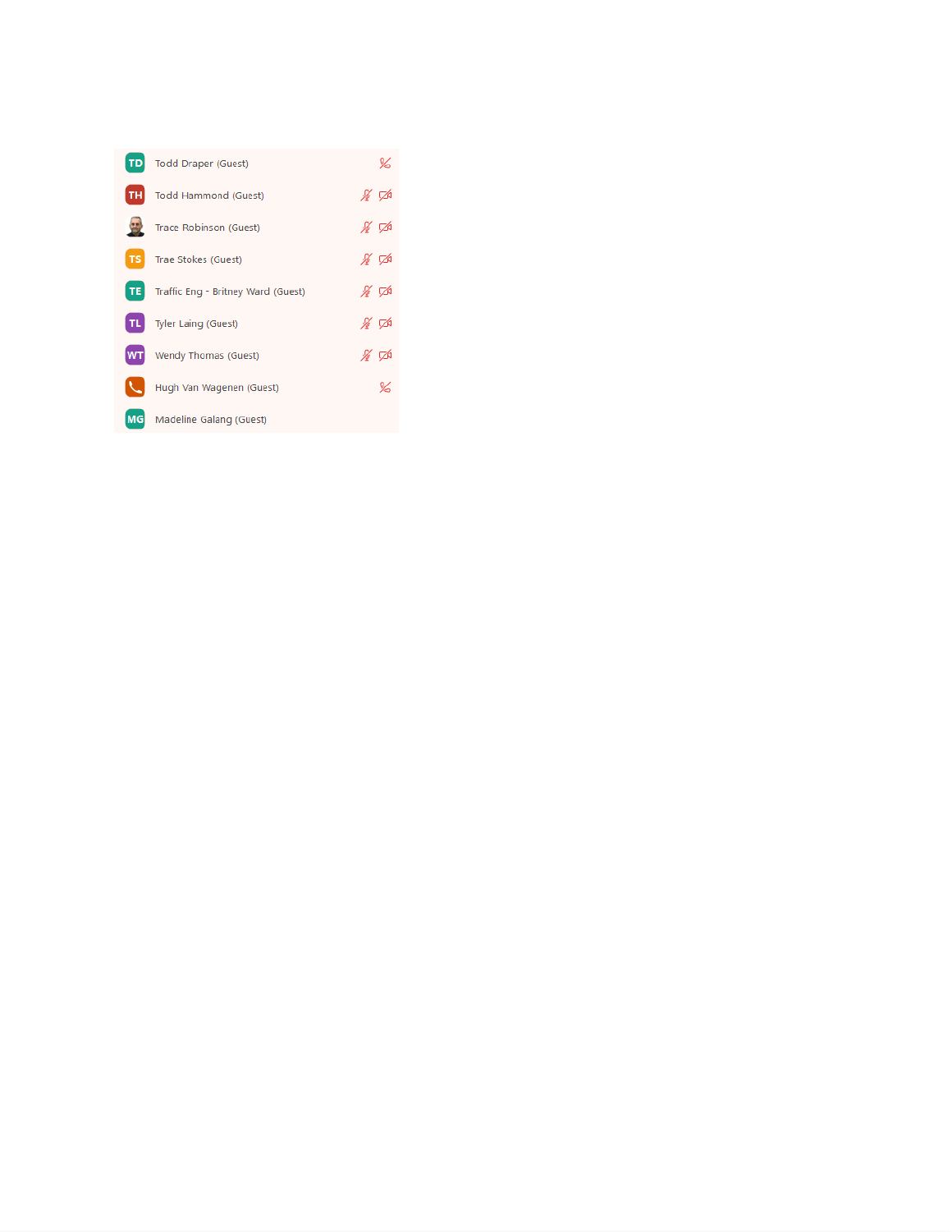TD Todd Draper (Guest)

TH Todd Hammond (Guest)

Trace Robinson (Guest)

TS Trae Stokes (Guest)

TE Traffic Eng - Britney Ward (Guest)

TL Tyler Laing (Guest)

WT Wendy Thomas (Guest)

Hugh Van Wagenen (Guest)

MG Madeline Galang (Guest)